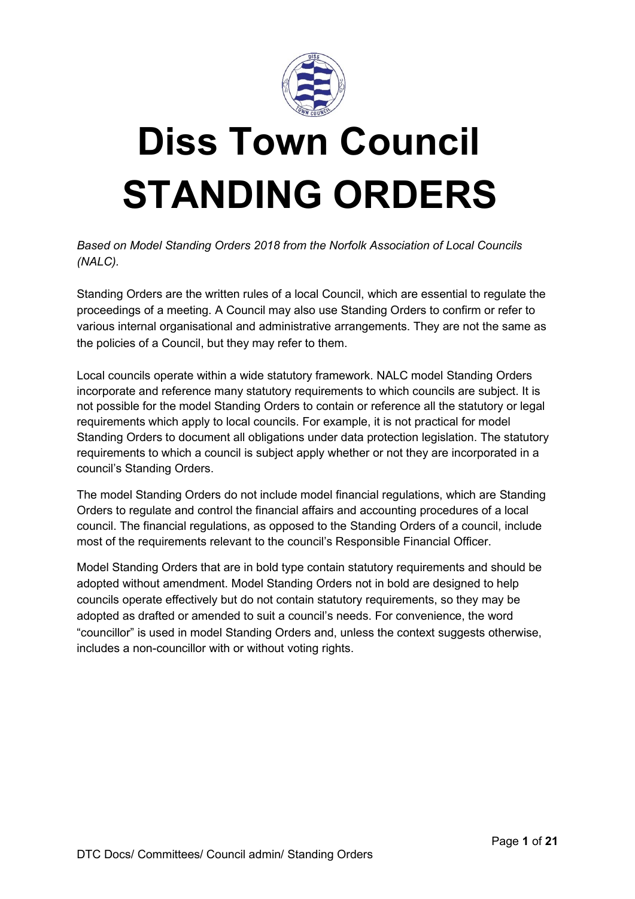# Diss Town Council
# STANDING ORDERS

*Based on Model Standing Orders 2018 from the Norfolk Association of Local Councils (NALC).*

Standing Orders are the written rules of a local Council, which are essential to regulate the proceedings of a meeting. A Council may also use Standing Orders to confirm or refer to various internal organisational and administrative arrangements. They are not the same as the policies of a Council, but they may refer to them.

Local councils operate within a wide statutory framework. NALC model Standing Orders incorporate and reference many statutory requirements to which councils are subject. It is not possible for the model Standing Orders to contain or reference all the statutory or legal requirements which apply to local councils. For example, it is not practical for model Standing Orders to document all obligations under data protection legislation. The statutory requirements to which a council is subject apply whether or not they are incorporated in a council's Standing Orders.

The model Standing Orders do not include model financial regulations, which are Standing Orders to regulate and control the financial affairs and accounting procedures of a local council. The financial regulations, as opposed to the Standing Orders of a council, include most of the requirements relevant to the council's Responsible Financial Officer.

Model Standing Orders that are in bold type contain statutory requirements and should be adopted without amendment. Model Standing Orders not in bold are designed to help councils operate effectively but do not contain statutory requirements, so they may be adopted as drafted or amended to suit a council's needs. For convenience, the word "councillor" is used in model Standing Orders and, unless the context suggests otherwise, includes a non-councillor with or without voting rights.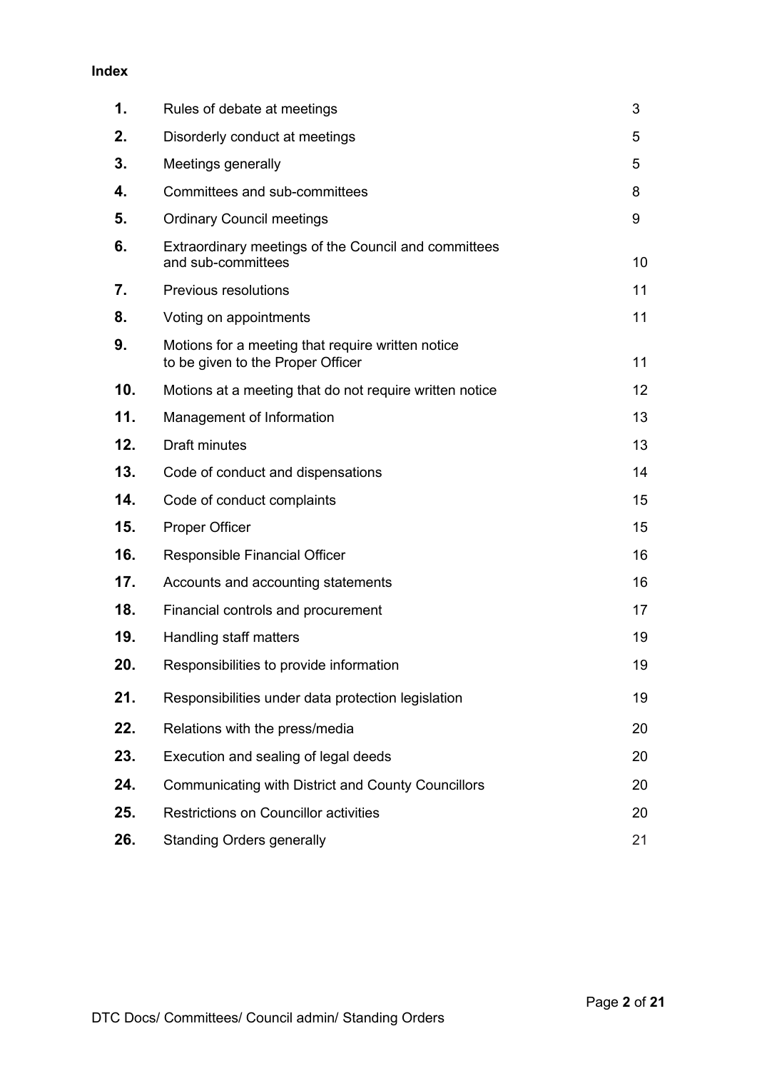**Index**

| | | |
|---|---|---|
| **1.** | Rules of debate at meetings | 3 |
| **2.** | Disorderly conduct at meetings | 5 |
| **3.** | Meetings generally | 5 |
| **4.** | Committees and sub-committees | 8 |
| **5.** | Ordinary Council meetings | 9 |
| **6.** | Extraordinary meetings of the Council and committees and sub-committees | 10 |
| **7.** | Previous resolutions | 11 |
| **8.** | Voting on appointments | 11 |
| **9.** | Motions for a meeting that require written notice to be given to the Proper Officer | 11 |
| **10.** | Motions at a meeting that do not require written notice | 12 |
| **11.** | Management of Information | 13 |
| **12.** | Draft minutes | 13 |
| **13.** | Code of conduct and dispensations | 14 |
| **14.** | Code of conduct complaints | 15 |
| **15.** | Proper Officer | 15 |
| **16.** | Responsible Financial Officer | 16 |
| **17.** | Accounts and accounting statements | 16 |
| **18.** | Financial controls and procurement | 17 |
| **19.** | Handling staff matters | 19 |
| **20.** | Responsibilities to provide information | 19 |
| **21.** | Responsibilities under data protection legislation | 19 |
| **22.** | Relations with the press/media | 20 |
| **23.** | Execution and sealing of legal deeds | 20 |
| **24.** | Communicating with District and County Councillors | 20 |
| **25.** | Restrictions on Councillor activities | 20 |
| **26.** | Standing Orders generally | 21 |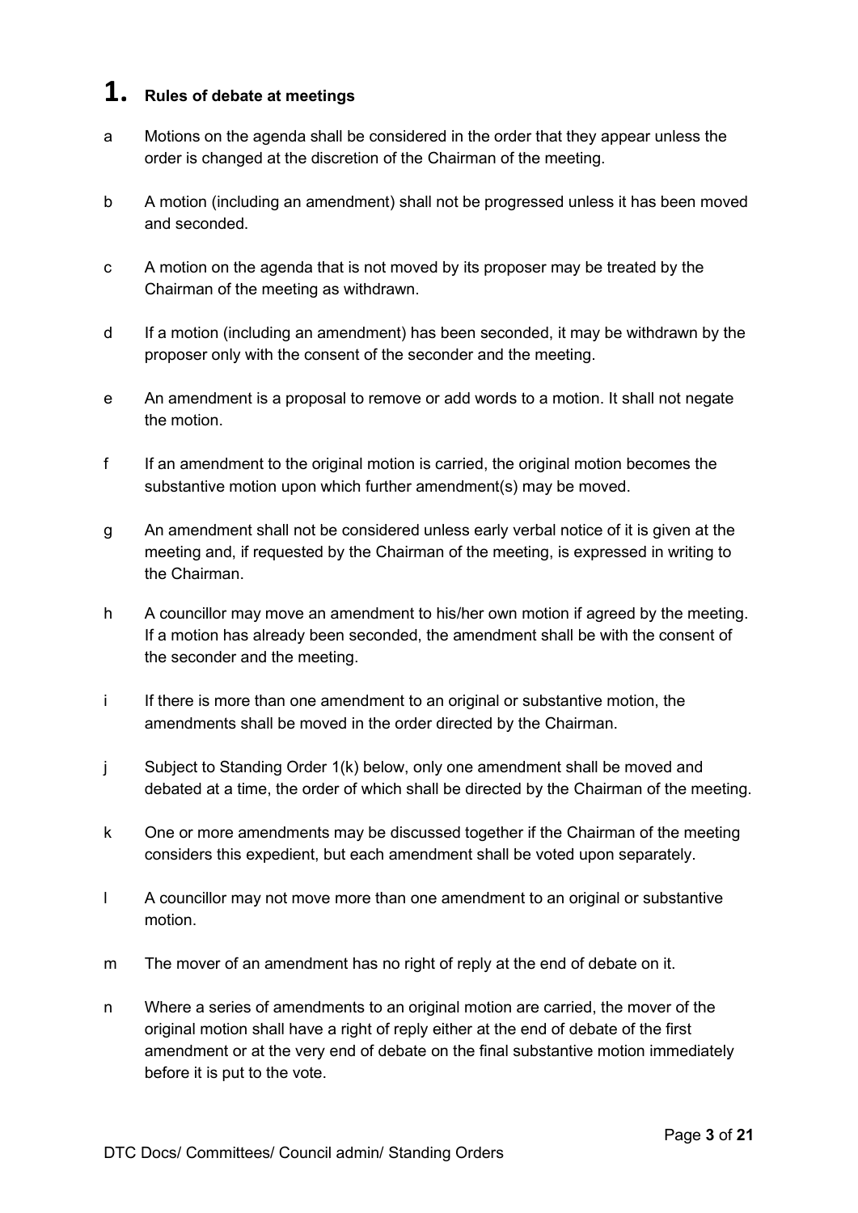# 1. Rules of debate at meetings

a Motions on the agenda shall be considered in the order that they appear unless the order is changed at the discretion of the Chairman of the meeting.

b A motion (including an amendment) shall not be progressed unless it has been moved and seconded.

c A motion on the agenda that is not moved by its proposer may be treated by the Chairman of the meeting as withdrawn.

d If a motion (including an amendment) has been seconded, it may be withdrawn by the proposer only with the consent of the seconder and the meeting.

e An amendment is a proposal to remove or add words to a motion. It shall not negate the motion.

f If an amendment to the original motion is carried, the original motion becomes the substantive motion upon which further amendment(s) may be moved.

g An amendment shall not be considered unless early verbal notice of it is given at the meeting and, if requested by the Chairman of the meeting, is expressed in writing to the Chairman.

h A councillor may move an amendment to his/her own motion if agreed by the meeting. If a motion has already been seconded, the amendment shall be with the consent of the seconder and the meeting.

i If there is more than one amendment to an original or substantive motion, the amendments shall be moved in the order directed by the Chairman.

j Subject to Standing Order 1(k) below, only one amendment shall be moved and debated at a time, the order of which shall be directed by the Chairman of the meeting.

k One or more amendments may be discussed together if the Chairman of the meeting considers this expedient, but each amendment shall be voted upon separately.

l A councillor may not move more than one amendment to an original or substantive motion.

m The mover of an amendment has no right of reply at the end of debate on it.

n Where a series of amendments to an original motion are carried, the mover of the original motion shall have a right of reply either at the end of debate of the first amendment or at the very end of debate on the final substantive motion immediately before it is put to the vote.

DTC Docs/ Committees/ Council admin/ Standing Orders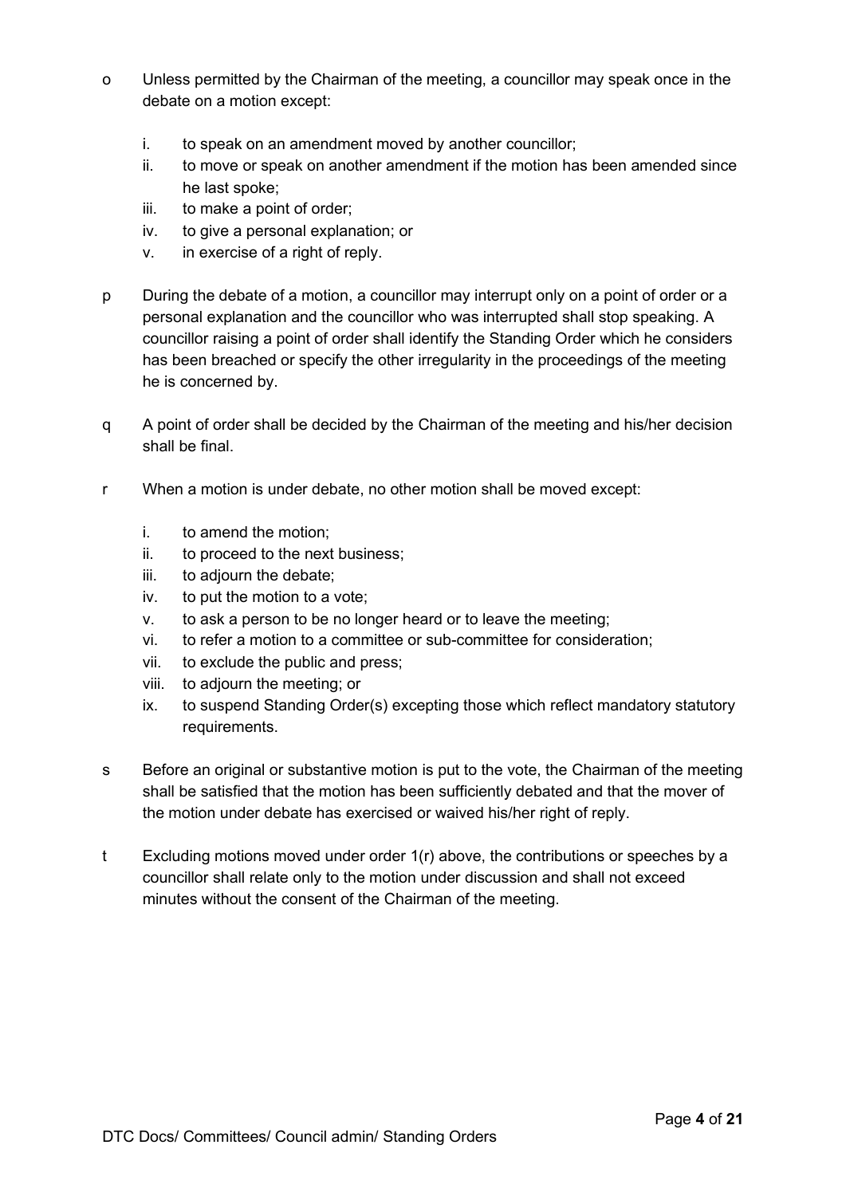o Unless permitted by the Chairman of the meeting, a councillor may speak once in the debate on a motion except:

   i. to speak on an amendment moved by another councillor;
   ii. to move or speak on another amendment if the motion has been amended since he last spoke;
   iii. to make a point of order;
   iv. to give a personal explanation; or
   v. in exercise of a right of reply.

p During the debate of a motion, a councillor may interrupt only on a point of order or a personal explanation and the councillor who was interrupted shall stop speaking. A councillor raising a point of order shall identify the Standing Order which he considers has been breached or specify the other irregularity in the proceedings of the meeting he is concerned by.

q A point of order shall be decided by the Chairman of the meeting and his/her decision shall be final.

r When a motion is under debate, no other motion shall be moved except:

   i. to amend the motion;
   ii. to proceed to the next business;
   iii. to adjourn the debate;
   iv. to put the motion to a vote;
   v. to ask a person to be no longer heard or to leave the meeting;
   vi. to refer a motion to a committee or sub-committee for consideration;
   vii. to exclude the public and press;
   viii. to adjourn the meeting; or
   ix. to suspend Standing Order(s) excepting those which reflect mandatory statutory requirements.

s Before an original or substantive motion is put to the vote, the Chairman of the meeting shall be satisfied that the motion has been sufficiently debated and that the mover of the motion under debate has exercised or waived his/her right of reply.

t Excluding motions moved under order 1(r) above, the contributions or speeches by a councillor shall relate only to the motion under discussion and shall not exceed minutes without the consent of the Chairman of the meeting.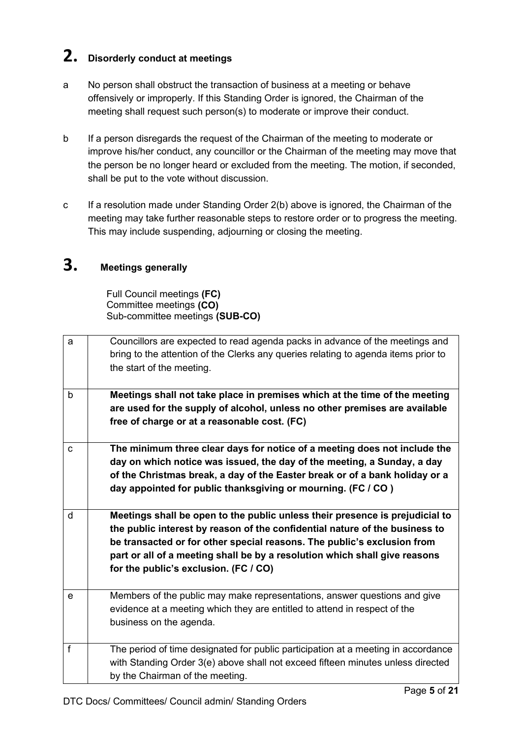## 2. Disorderly conduct at meetings

a No person shall obstruct the transaction of business at a meeting or behave offensively or improperly. If this Standing Order is ignored, the Chairman of the meeting shall request such person(s) to moderate or improve their conduct.

b If a person disregards the request of the Chairman of the meeting to moderate or improve his/her conduct, any councillor or the Chairman of the meeting may move that the person be no longer heard or excluded from the meeting. The motion, if seconded, shall be put to the vote without discussion.

c If a resolution made under Standing Order 2(b) above is ignored, the Chairman of the meeting may take further reasonable steps to restore order or to progress the meeting. This may include suspending, adjourning or closing the meeting.

## 3. Meetings generally

Full Council meetings **(FC)**
Committee meetings **(CO)**
Sub-committee meetings **(SUB-CO)**

| | |
|---|---|
| a | Councillors are expected to read agenda packs in advance of the meetings and bring to the attention of the Clerks any queries relating to agenda items prior to the start of the meeting. |
| b | **Meetings shall not take place in premises which at the time of the meeting are used for the supply of alcohol, unless no other premises are available free of charge or at a reasonable cost. (FC)** |
| c | **The minimum three clear days for notice of a meeting does not include the day on which notice was issued, the day of the meeting, a Sunday, a day of the Christmas break, a day of the Easter break or of a bank holiday or a day appointed for public thanksgiving or mourning. (FC / CO )** |
| d | **Meetings shall be open to the public unless their presence is prejudicial to the public interest by reason of the confidential nature of the business to be transacted or for other special reasons. The public's exclusion from part or all of a meeting shall be by a resolution which shall give reasons for the public's exclusion. (FC / CO)** |
| e | Members of the public may make representations, answer questions and give evidence at a meeting which they are entitled to attend in respect of the business on the agenda. |
| f | The period of time designated for public participation at a meeting in accordance with Standing Order 3(e) above shall not exceed fifteen minutes unless directed by the Chairman of the meeting. |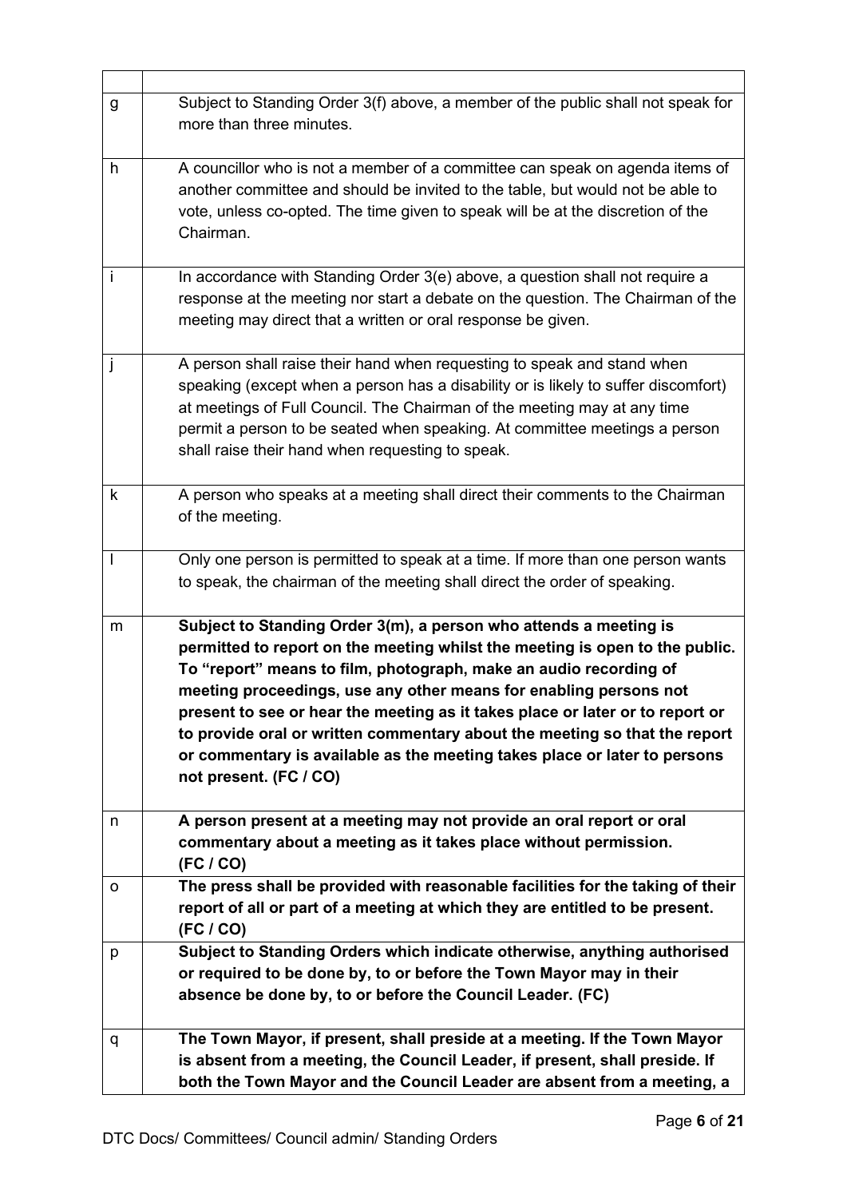| | |
|---|---|
| g | Subject to Standing Order 3(f) above, a member of the public shall not speak for more than three minutes. |
| h | A councillor who is not a member of a committee can speak on agenda items of another committee and should be invited to the table, but would not be able to vote, unless co-opted. The time given to speak will be at the discretion of the Chairman. |
| i | In accordance with Standing Order 3(e) above, a question shall not require a response at the meeting nor start a debate on the question. The Chairman of the meeting may direct that a written or oral response be given. |
| j | A person shall raise their hand when requesting to speak and stand when speaking (except when a person has a disability or is likely to suffer discomfort) at meetings of Full Council. The Chairman of the meeting may at any time permit a person to be seated when speaking. At committee meetings a person shall raise their hand when requesting to speak. |
| k | A person who speaks at a meeting shall direct their comments to the Chairman of the meeting. |
| l | Only one person is permitted to speak at a time. If more than one person wants to speak, the chairman of the meeting shall direct the order of speaking. |
| m | **Subject to Standing Order 3(m), a person who attends a meeting is permitted to report on the meeting whilst the meeting is open to the public. To "report" means to film, photograph, make an audio recording of meeting proceedings, use any other means for enabling persons not present to see or hear the meeting as it takes place or later or to report or to provide oral or written commentary about the meeting so that the report or commentary is available as the meeting takes place or later to persons not present. (FC / CO)** |
| n | **A person present at a meeting may not provide an oral report or oral commentary about a meeting as it takes place without permission. (FC / CO)** |
| o | **The press shall be provided with reasonable facilities for the taking of their report of all or part of a meeting at which they are entitled to be present. (FC / CO)** |
| p | **Subject to Standing Orders which indicate otherwise, anything authorised or required to be done by, to or before the Town Mayor may in their absence be done by, to or before the Council Leader. (FC)** |
| q | **The Town Mayor, if present, shall preside at a meeting. If the Town Mayor is absent from a meeting, the Council Leader, if present, shall preside. If both the Town Mayor and the Council Leader are absent from a meeting, a** |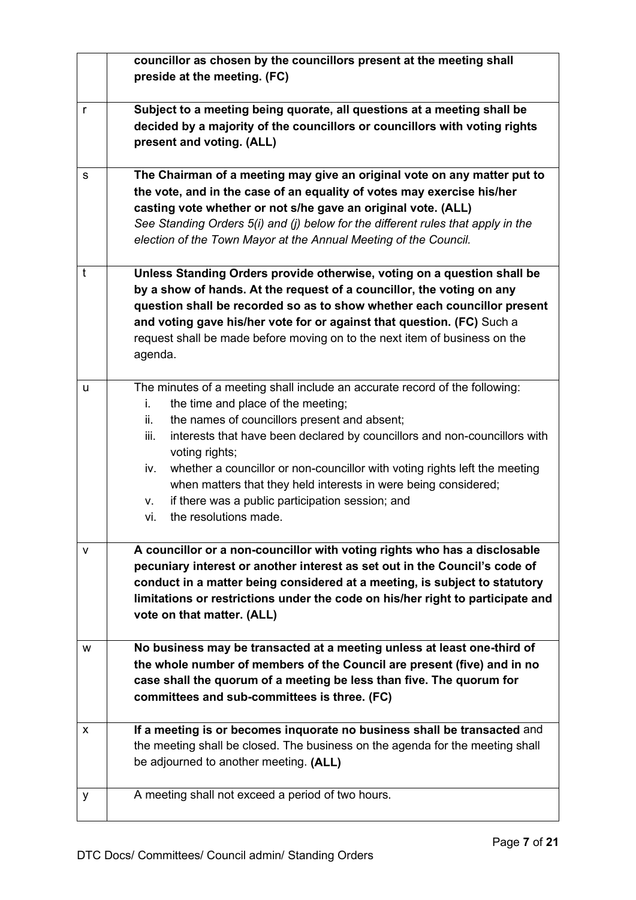| | |
|---|---|
| | **councillor as chosen by the councillors present at the meeting shall preside at the meeting. (FC)** |
| r | **Subject to a meeting being quorate, all questions at a meeting shall be decided by a majority of the councillors or councillors with voting rights present and voting. (ALL)** |
| s | **The Chairman of a meeting may give an original vote on any matter put to the vote, and in the case of an equality of votes may exercise his/her casting vote whether or not s/he gave an original vote. (ALL)** *See Standing Orders 5(i) and (j) below for the different rules that apply in the election of the Town Mayor at the Annual Meeting of the Council.* |
| t | **Unless Standing Orders provide otherwise, voting on a question shall be by a show of hands. At the request of a councillor, the voting on any question shall be recorded so as to show whether each councillor present and voting gave his/her vote for or against that question. (FC)** Such a request shall be made before moving on to the next item of business on the agenda. |
| u | The minutes of a meeting shall include an accurate record of the following:<br>i. the time and place of the meeting;<br>ii. the names of councillors present and absent;<br>iii. interests that have been declared by councillors and non-councillors with voting rights;<br>iv. whether a councillor or non-councillor with voting rights left the meeting when matters that they held interests in were being considered;<br>v. if there was a public participation session; and<br>vi. the resolutions made. |
| v | **A councillor or a non-councillor with voting rights who has a disclosable pecuniary interest or another interest as set out in the Council's code of conduct in a matter being considered at a meeting, is subject to statutory limitations or restrictions under the code on his/her right to participate and vote on that matter. (ALL)** |
| w | **No business may be transacted at a meeting unless at least one-third of the whole number of members of the Council are present (five) and in no case shall the quorum of a meeting be less than five. The quorum for committees and sub-committees is three. (FC)** |
| x | **If a meeting is or becomes inquorate no business shall be transacted** and the meeting shall be closed. The business on the agenda for the meeting shall be adjourned to another meeting. **(ALL)** |
| y | A meeting shall not exceed a period of two hours. |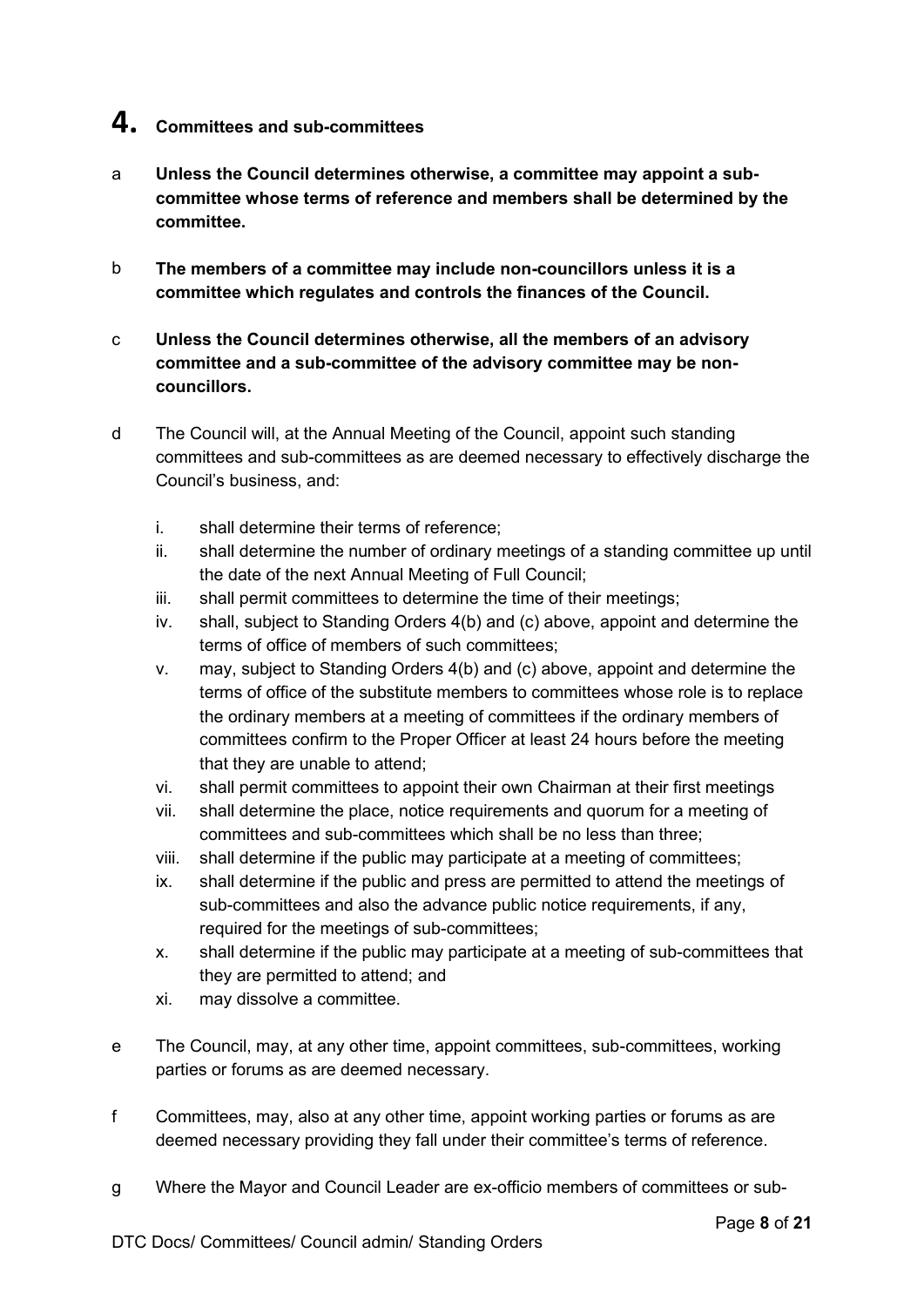# 4. Committees and sub-committees

a **Unless the Council determines otherwise, a committee may appoint a sub-committee whose terms of reference and members shall be determined by the committee.**

b **The members of a committee may include non-councillors unless it is a committee which regulates and controls the finances of the Council.**

c **Unless the Council determines otherwise, all the members of an advisory committee and a sub-committee of the advisory committee may be non-councillors.**

d The Council will, at the Annual Meeting of the Council, appoint such standing committees and sub-committees as are deemed necessary to effectively discharge the Council's business, and:

   i. shall determine their terms of reference;
   ii. shall determine the number of ordinary meetings of a standing committee up until the date of the next Annual Meeting of Full Council;
   iii. shall permit committees to determine the time of their meetings;
   iv. shall, subject to Standing Orders 4(b) and (c) above, appoint and determine the terms of office of members of such committees;
   v. may, subject to Standing Orders 4(b) and (c) above, appoint and determine the terms of office of the substitute members to committees whose role is to replace the ordinary members at a meeting of committees if the ordinary members of committees confirm to the Proper Officer at least 24 hours before the meeting that they are unable to attend;
   vi. shall permit committees to appoint their own Chairman at their first meetings
   vii. shall determine the place, notice requirements and quorum for a meeting of committees and sub-committees which shall be no less than three;
   viii. shall determine if the public may participate at a meeting of committees;
   ix. shall determine if the public and press are permitted to attend the meetings of sub-committees and also the advance public notice requirements, if any, required for the meetings of sub-committees;
   x. shall determine if the public may participate at a meeting of sub-committees that they are permitted to attend; and
   xi. may dissolve a committee.

e The Council, may, at any other time, appoint committees, sub-committees, working parties or forums as are deemed necessary.

f Committees, may, also at any other time, appoint working parties or forums as are deemed necessary providing they fall under their committee's terms of reference.

g Where the Mayor and Council Leader are ex-officio members of committees or sub-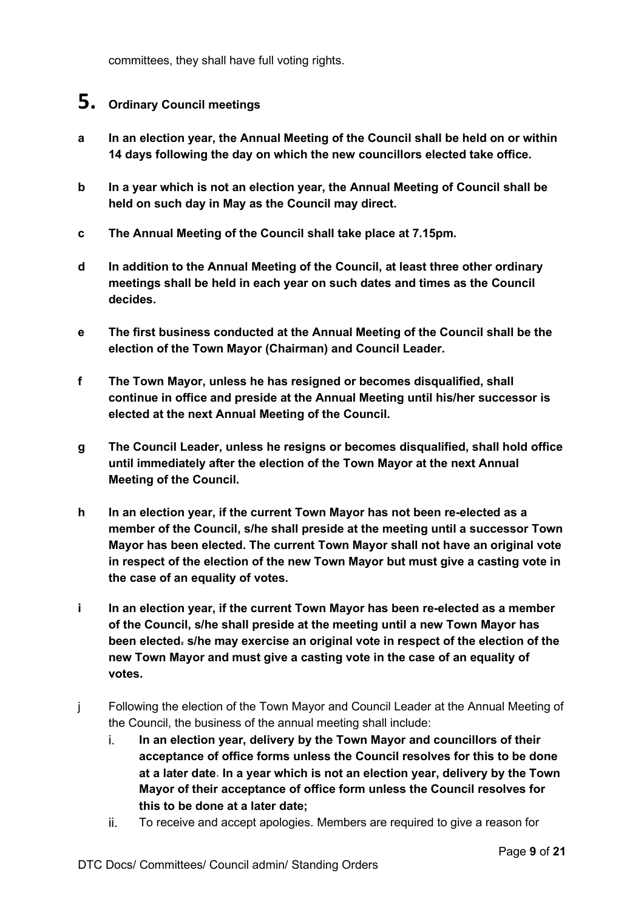committees, they shall have full voting rights.

## 5. Ordinary Council meetings

**a In an election year, the Annual Meeting of the Council shall be held on or within 14 days following the day on which the new councillors elected take office.**

**b In a year which is not an election year, the Annual Meeting of Council shall be held on such day in May as the Council may direct.**

**c The Annual Meeting of the Council shall take place at 7.15pm.**

**d In addition to the Annual Meeting of the Council, at least three other ordinary meetings shall be held in each year on such dates and times as the Council decides.**

**e The first business conducted at the Annual Meeting of the Council shall be the election of the Town Mayor (Chairman) and Council Leader.**

**f The Town Mayor, unless he has resigned or becomes disqualified, shall continue in office and preside at the Annual Meeting until his/her successor is elected at the next Annual Meeting of the Council.**

**g The Council Leader, unless he resigns or becomes disqualified, shall hold office until immediately after the election of the Town Mayor at the next Annual Meeting of the Council.**

**h In an election year, if the current Town Mayor has not been re-elected as a member of the Council, s/he shall preside at the meeting until a successor Town Mayor has been elected. The current Town Mayor shall not have an original vote in respect of the election of the new Town Mayor but must give a casting vote in the case of an equality of votes.**

**i In an election year, if the current Town Mayor has been re-elected as a member of the Council, s/he shall preside at the meeting until a new Town Mayor has been elected. s/he may exercise an original vote in respect of the election of the new Town Mayor and must give a casting vote in the case of an equality of votes.**

j Following the election of the Town Mayor and Council Leader at the Annual Meeting of the Council, the business of the annual meeting shall include:

i. **In an election year, delivery by the Town Mayor and councillors of their acceptance of office forms unless the Council resolves for this to be done at a later date. In a year which is not an election year, delivery by the Town Mayor of their acceptance of office form unless the Council resolves for this to be done at a later date;**

ii. To receive and accept apologies. Members are required to give a reason for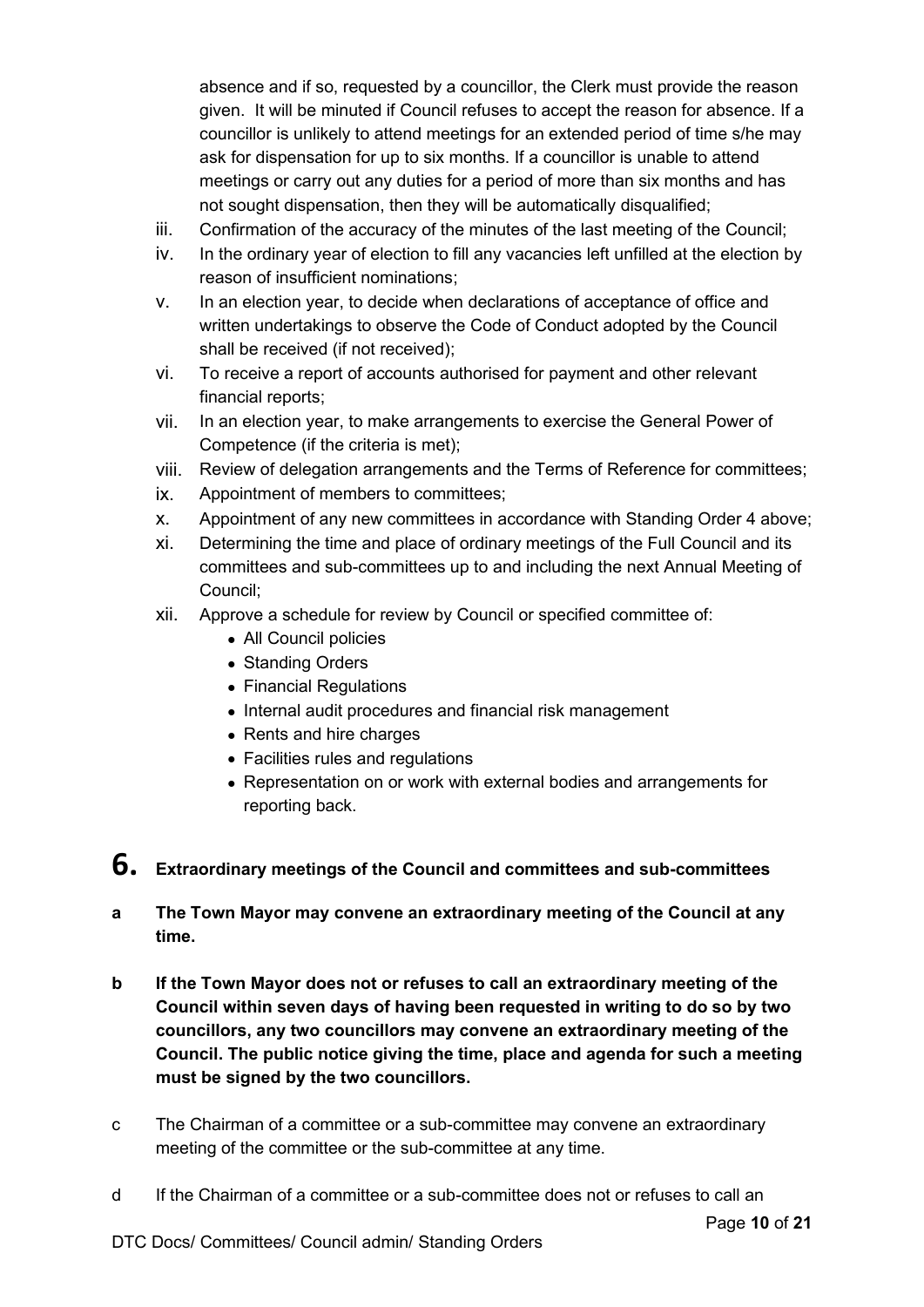absence and if so, requested by a councillor, the Clerk must provide the reason given. It will be minuted if Council refuses to accept the reason for absence. If a councillor is unlikely to attend meetings for an extended period of time s/he may ask for dispensation for up to six months. If a councillor is unable to attend meetings or carry out any duties for a period of more than six months and has not sought dispensation, then they will be automatically disqualified;

iii. Confirmation of the accuracy of the minutes of the last meeting of the Council;

iv. In the ordinary year of election to fill any vacancies left unfilled at the election by reason of insufficient nominations;

v. In an election year, to decide when declarations of acceptance of office and written undertakings to observe the Code of Conduct adopted by the Council shall be received (if not received);

vi. To receive a report of accounts authorised for payment and other relevant financial reports;

vii. In an election year, to make arrangements to exercise the General Power of Competence (if the criteria is met);

viii. Review of delegation arrangements and the Terms of Reference for committees;

ix. Appointment of members to committees;

x. Appointment of any new committees in accordance with Standing Order 4 above;

xi. Determining the time and place of ordinary meetings of the Full Council and its committees and sub-committees up to and including the next Annual Meeting of Council;

xii. Approve a schedule for review by Council or specified committee of:
- All Council policies
- Standing Orders
- Financial Regulations
- Internal audit procedures and financial risk management
- Rents and hire charges
- Facilities rules and regulations
- Representation on or work with external bodies and arrangements for reporting back.

# 6. Extraordinary meetings of the Council and committees and sub-committees

**a The Town Mayor may convene an extraordinary meeting of the Council at any time.**

**b If the Town Mayor does not or refuses to call an extraordinary meeting of the Council within seven days of having been requested in writing to do so by two councillors, any two councillors may convene an extraordinary meeting of the Council. The public notice giving the time, place and agenda for such a meeting must be signed by the two councillors.**

c The Chairman of a committee or a sub-committee may convene an extraordinary meeting of the committee or the sub-committee at any time.

d If the Chairman of a committee or a sub-committee does not or refuses to call an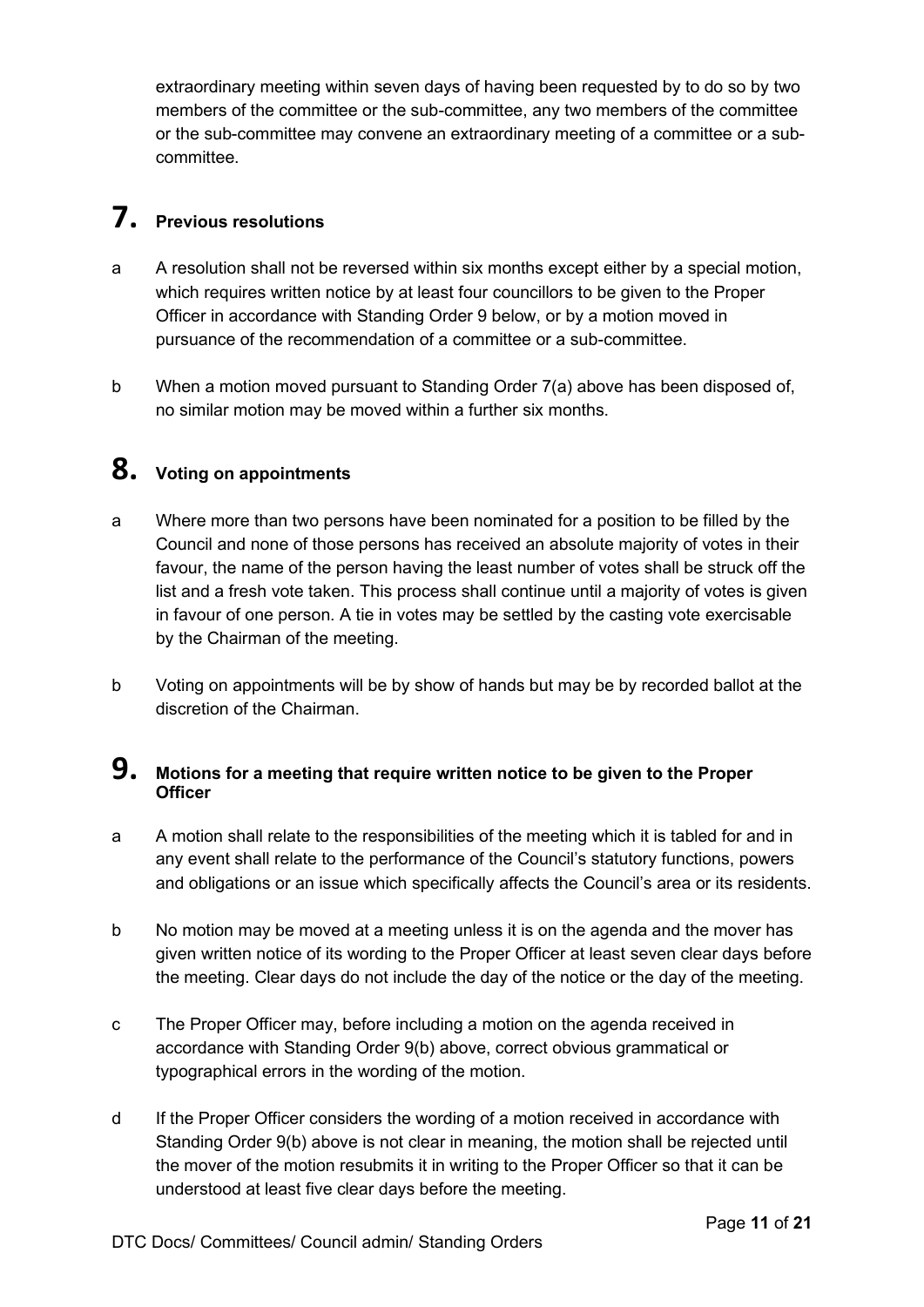extraordinary meeting within seven days of having been requested by to do so by two members of the committee or the sub-committee, any two members of the committee or the sub-committee may convene an extraordinary meeting of a committee or a sub-committee.

## 7. Previous resolutions

a A resolution shall not be reversed within six months except either by a special motion, which requires written notice by at least four councillors to be given to the Proper Officer in accordance with Standing Order 9 below, or by a motion moved in pursuance of the recommendation of a committee or a sub-committee.

b When a motion moved pursuant to Standing Order 7(a) above has been disposed of, no similar motion may be moved within a further six months.

## 8. Voting on appointments

a Where more than two persons have been nominated for a position to be filled by the Council and none of those persons has received an absolute majority of votes in their favour, the name of the person having the least number of votes shall be struck off the list and a fresh vote taken. This process shall continue until a majority of votes is given in favour of one person. A tie in votes may be settled by the casting vote exercisable by the Chairman of the meeting.

b Voting on appointments will be by show of hands but may be by recorded ballot at the discretion of the Chairman.

## 9. Motions for a meeting that require written notice to be given to the Proper Officer

a A motion shall relate to the responsibilities of the meeting which it is tabled for and in any event shall relate to the performance of the Council's statutory functions, powers and obligations or an issue which specifically affects the Council's area or its residents.

b No motion may be moved at a meeting unless it is on the agenda and the mover has given written notice of its wording to the Proper Officer at least seven clear days before the meeting. Clear days do not include the day of the notice or the day of the meeting.

c The Proper Officer may, before including a motion on the agenda received in accordance with Standing Order 9(b) above, correct obvious grammatical or typographical errors in the wording of the motion.

d If the Proper Officer considers the wording of a motion received in accordance with Standing Order 9(b) above is not clear in meaning, the motion shall be rejected until the mover of the motion resubmits it in writing to the Proper Officer so that it can be understood at least five clear days before the meeting.

DTC Docs/ Committees/ Council admin/ Standing Orders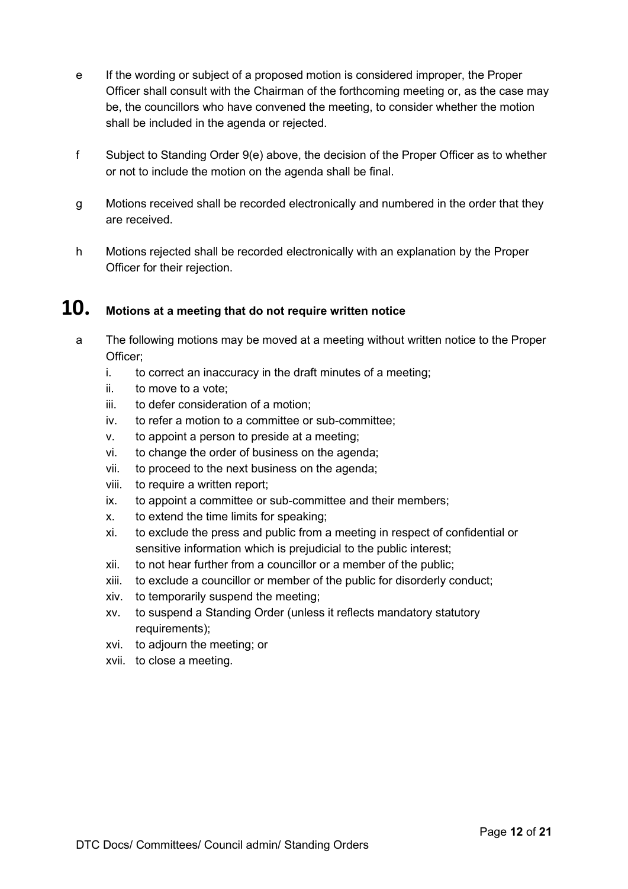e If the wording or subject of a proposed motion is considered improper, the Proper Officer shall consult with the Chairman of the forthcoming meeting or, as the case may be, the councillors who have convened the meeting, to consider whether the motion shall be included in the agenda or rejected.

f Subject to Standing Order 9(e) above, the decision of the Proper Officer as to whether or not to include the motion on the agenda shall be final.

g Motions received shall be recorded electronically and numbered in the order that they are received.

h Motions rejected shall be recorded electronically with an explanation by the Proper Officer for their rejection.

## 10. Motions at a meeting that do not require written notice

a The following motions may be moved at a meeting without written notice to the Proper Officer;

i. to correct an inaccuracy in the draft minutes of a meeting;
ii. to move to a vote;
iii. to defer consideration of a motion;
iv. to refer a motion to a committee or sub-committee;
v. to appoint a person to preside at a meeting;
vi. to change the order of business on the agenda;
vii. to proceed to the next business on the agenda;
viii. to require a written report;
ix. to appoint a committee or sub-committee and their members;
x. to extend the time limits for speaking;
xi. to exclude the press and public from a meeting in respect of confidential or sensitive information which is prejudicial to the public interest;
xii. to not hear further from a councillor or a member of the public;
xiii. to exclude a councillor or member of the public for disorderly conduct;
xiv. to temporarily suspend the meeting;
xv. to suspend a Standing Order (unless it reflects mandatory statutory requirements);
xvi. to adjourn the meeting; or
xvii. to close a meeting.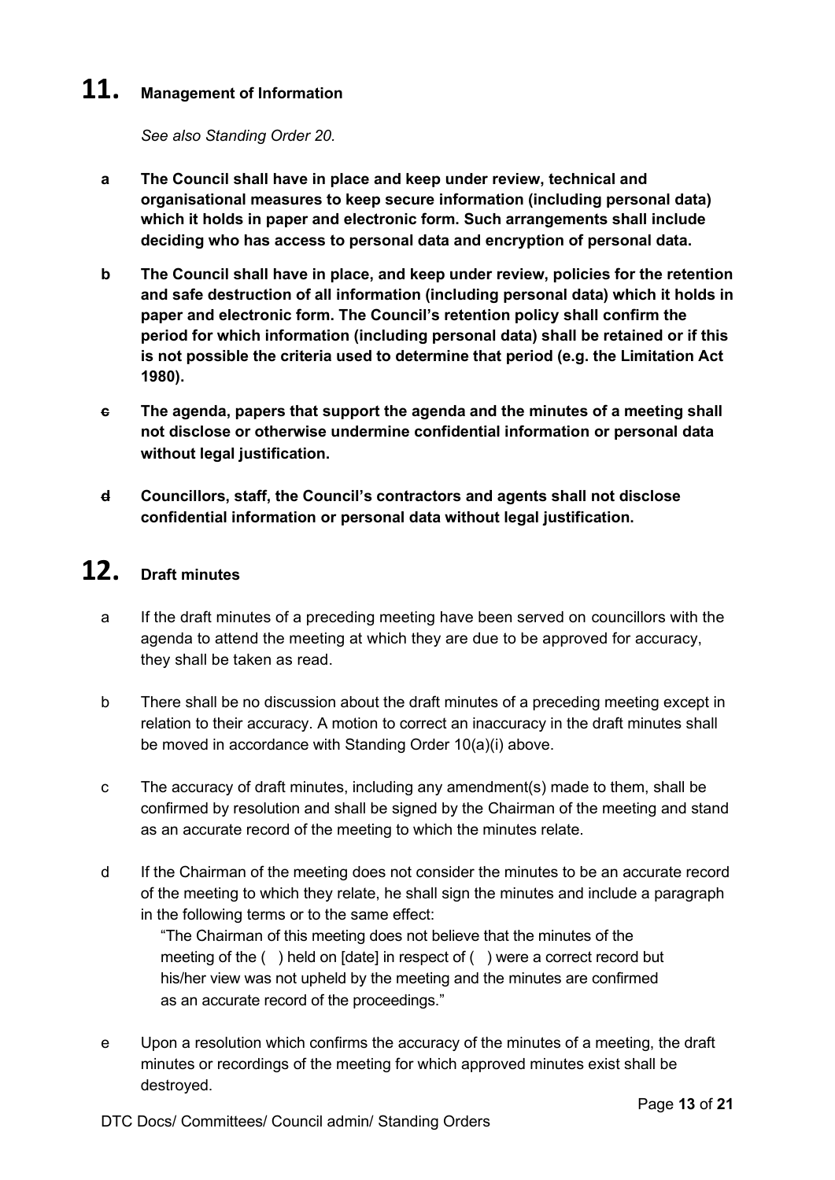## 11. Management of Information

*See also Standing Order 20.*

**a The Council shall have in place and keep under review, technical and organisational measures to keep secure information (including personal data) which it holds in paper and electronic form. Such arrangements shall include deciding who has access to personal data and encryption of personal data.**

**b The Council shall have in place, and keep under review, policies for the retention and safe destruction of all information (including personal data) which it holds in paper and electronic form. The Council's retention policy shall confirm the period for which information (including personal data) shall be retained or if this is not possible the criteria used to determine that period (e.g. the Limitation Act 1980).**

**c The agenda, papers that support the agenda and the minutes of a meeting shall not disclose or otherwise undermine confidential information or personal data without legal justification.**

**d Councillors, staff, the Council's contractors and agents shall not disclose confidential information or personal data without legal justification.**

## 12. Draft minutes

a If the draft minutes of a preceding meeting have been served on councillors with the agenda to attend the meeting at which they are due to be approved for accuracy, they shall be taken as read.

b There shall be no discussion about the draft minutes of a preceding meeting except in relation to their accuracy. A motion to correct an inaccuracy in the draft minutes shall be moved in accordance with Standing Order 10(a)(i) above.

c The accuracy of draft minutes, including any amendment(s) made to them, shall be confirmed by resolution and shall be signed by the Chairman of the meeting and stand as an accurate record of the meeting to which the minutes relate.

d If the Chairman of the meeting does not consider the minutes to be an accurate record of the meeting to which they relate, he shall sign the minutes and include a paragraph in the following terms or to the same effect:

> "The Chairman of this meeting does not believe that the minutes of the meeting of the ( ) held on [date] in respect of ( ) were a correct record but his/her view was not upheld by the meeting and the minutes are confirmed as an accurate record of the proceedings."

e Upon a resolution which confirms the accuracy of the minutes of a meeting, the draft minutes or recordings of the meeting for which approved minutes exist shall be destroyed.

DTC Docs/ Committees/ Council admin/ Standing Orders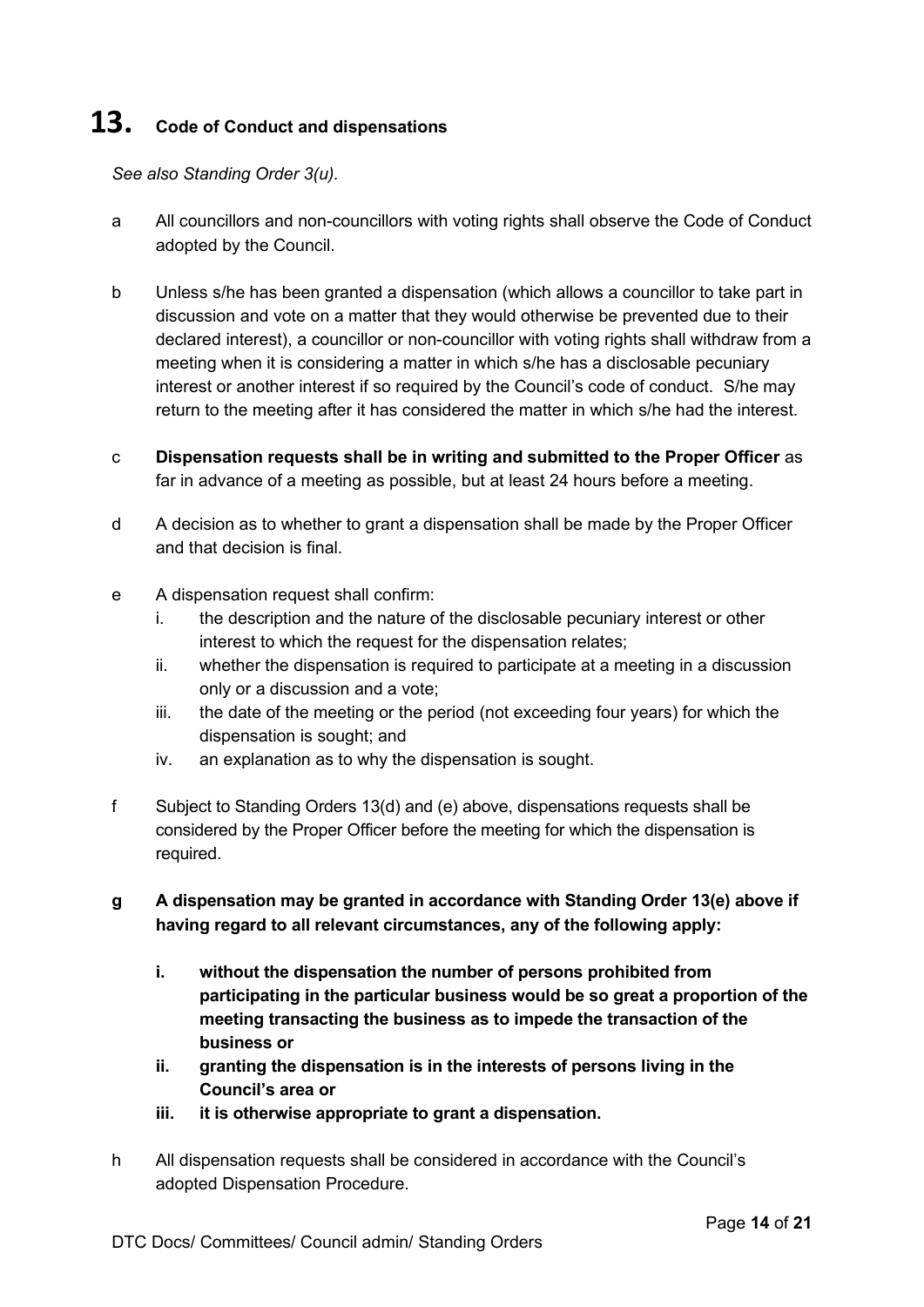# 13. Code of Conduct and dispensations

*See also Standing Order 3(u).*

a All councillors and non-councillors with voting rights shall observe the Code of Conduct adopted by the Council.

b Unless s/he has been granted a dispensation (which allows a councillor to take part in discussion and vote on a matter that they would otherwise be prevented due to their declared interest), a councillor or non-councillor with voting rights shall withdraw from a meeting when it is considering a matter in which s/he has a disclosable pecuniary interest or another interest if so required by the Council's code of conduct. S/he may return to the meeting after it has considered the matter in which s/he had the interest.

c **Dispensation requests shall be in writing and submitted to the Proper Officer** as far in advance of a meeting as possible, but at least 24 hours before a meeting.

d A decision as to whether to grant a dispensation shall be made by the Proper Officer and that decision is final.

e A dispensation request shall confirm:

- i. the description and the nature of the disclosable pecuniary interest or other interest to which the request for the dispensation relates;
- ii. whether the dispensation is required to participate at a meeting in a discussion only or a discussion and a vote;
- iii. the date of the meeting or the period (not exceeding four years) for which the dispensation is sought; and
- iv. an explanation as to why the dispensation is sought.

f Subject to Standing Orders 13(d) and (e) above, dispensations requests shall be considered by the Proper Officer before the meeting for which the dispensation is required.

**g A dispensation may be granted in accordance with Standing Order 13(e) above if having regard to all relevant circumstances, any of the following apply:**

- **i. without the dispensation the number of persons prohibited from participating in the particular business would be so great a proportion of the meeting transacting the business as to impede the transaction of the business or**
- **ii. granting the dispensation is in the interests of persons living in the Council's area or**
- **iii. it is otherwise appropriate to grant a dispensation.**

h All dispensation requests shall be considered in accordance with the Council's adopted Dispensation Procedure.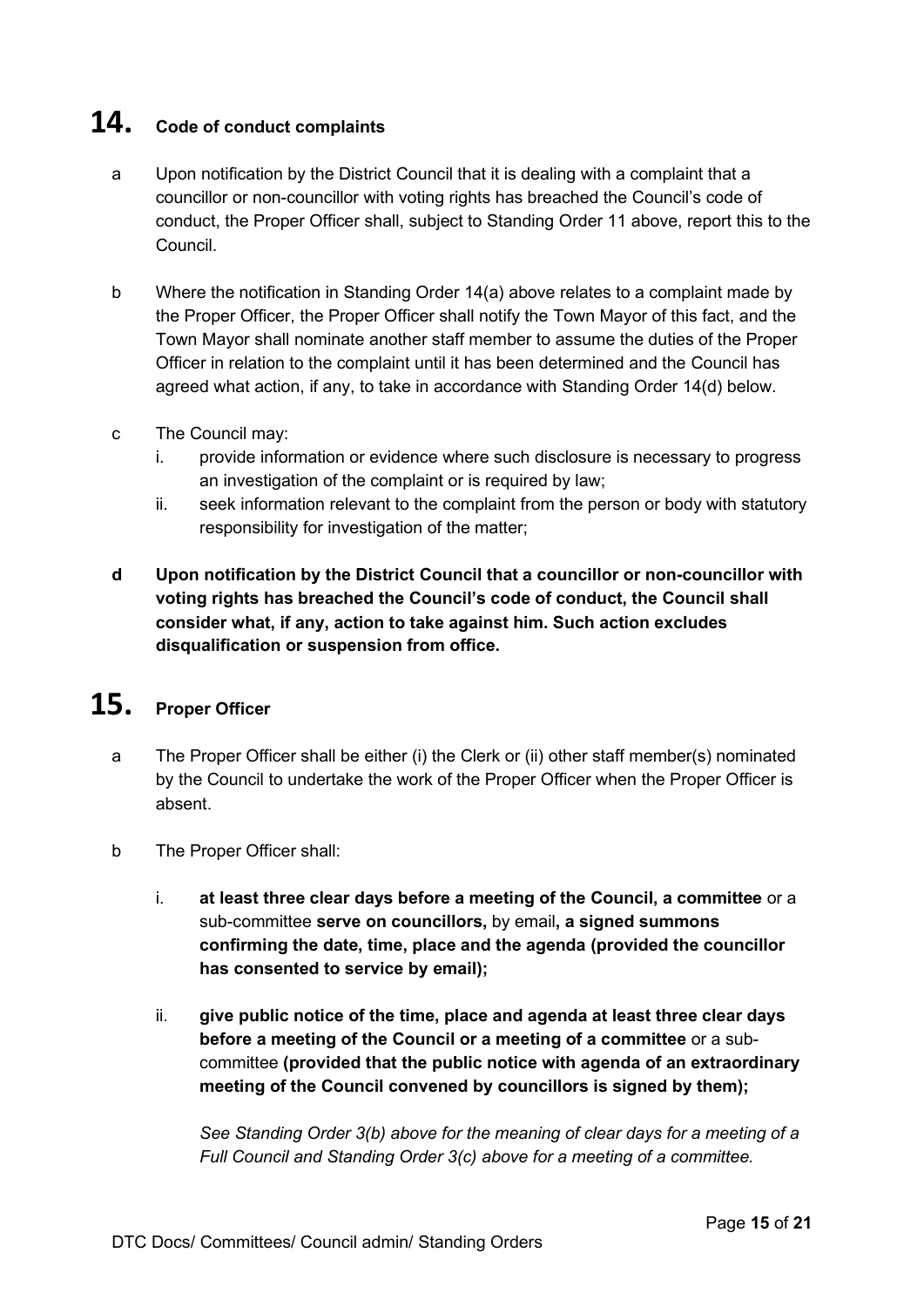# 14. Code of conduct complaints

a Upon notification by the District Council that it is dealing with a complaint that a councillor or non-councillor with voting rights has breached the Council's code of conduct, the Proper Officer shall, subject to Standing Order 11 above, report this to the Council.

b Where the notification in Standing Order 14(a) above relates to a complaint made by the Proper Officer, the Proper Officer shall notify the Town Mayor of this fact, and the Town Mayor shall nominate another staff member to assume the duties of the Proper Officer in relation to the complaint until it has been determined and the Council has agreed what action, if any, to take in accordance with Standing Order 14(d) below.

c The Council may:

i. provide information or evidence where such disclosure is necessary to progress an investigation of the complaint or is required by law;

ii. seek information relevant to the complaint from the person or body with statutory responsibility for investigation of the matter;

**d Upon notification by the District Council that a councillor or non-councillor with voting rights has breached the Council's code of conduct, the Council shall consider what, if any, action to take against him. Such action excludes disqualification or suspension from office.**

# 15. Proper Officer

a The Proper Officer shall be either (i) the Clerk or (ii) other staff member(s) nominated by the Council to undertake the work of the Proper Officer when the Proper Officer is absent.

b The Proper Officer shall:

i. **at least three clear days before a meeting of the Council, a committee** or a sub-committee **serve on councillors,** by email**, a signed summons confirming the date, time, place and the agenda (provided the councillor has consented to service by email);**

ii. **give public notice of the time, place and agenda at least three clear days before a meeting of the Council or a meeting of a committee** or a sub-committee **(provided that the public notice with agenda of an extraordinary meeting of the Council convened by councillors is signed by them);**

*See Standing Order 3(b) above for the meaning of clear days for a meeting of a Full Council and Standing Order 3(c) above for a meeting of a committee.*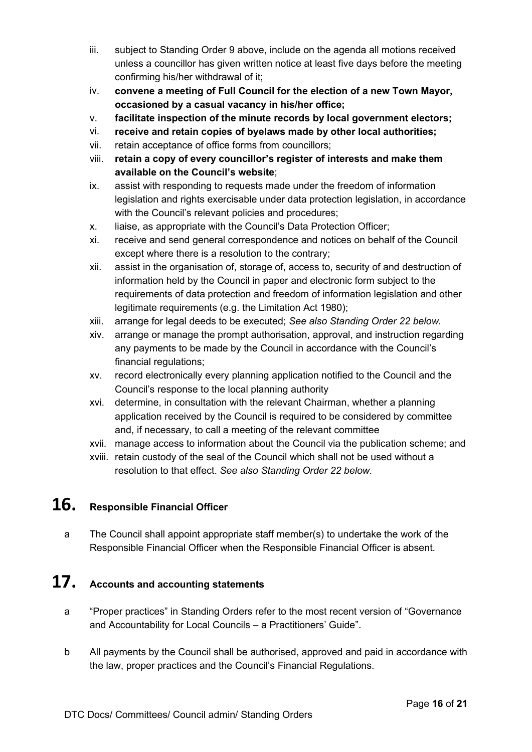iii. subject to Standing Order 9 above, include on the agenda all motions received unless a councillor has given written notice at least five days before the meeting confirming his/her withdrawal of it;
iv. **convene a meeting of Full Council for the election of a new Town Mayor, occasioned by a casual vacancy in his/her office;**
v. **facilitate inspection of the minute records by local government electors;**
vi. **receive and retain copies of byelaws made by other local authorities;**
vii. retain acceptance of office forms from councillors;
viii. **retain a copy of every councillor's register of interests and make them available on the Council's website**;
ix. assist with responding to requests made under the freedom of information legislation and rights exercisable under data protection legislation, in accordance with the Council's relevant policies and procedures;
x. liaise, as appropriate with the Council's Data Protection Officer;
xi. receive and send general correspondence and notices on behalf of the Council except where there is a resolution to the contrary;
xii. assist in the organisation of, storage of, access to, security of and destruction of information held by the Council in paper and electronic form subject to the requirements of data protection and freedom of information legislation and other legitimate requirements (e.g. the Limitation Act 1980);
xiii. arrange for legal deeds to be executed; *See also Standing Order 22 below.*
xiv. arrange or manage the prompt authorisation, approval, and instruction regarding any payments to be made by the Council in accordance with the Council's financial regulations;
xv. record electronically every planning application notified to the Council and the Council's response to the local planning authority
xvi. determine, in consultation with the relevant Chairman, whether a planning application received by the Council is required to be considered by committee and, if necessary, to call a meeting of the relevant committee
xvii. manage access to information about the Council via the publication scheme; and
xviii. retain custody of the seal of the Council which shall not be used without a resolution to that effect. *See also Standing Order 22 below.*

## 16. Responsible Financial Officer

a The Council shall appoint appropriate staff member(s) to undertake the work of the Responsible Financial Officer when the Responsible Financial Officer is absent.

## 17. Accounts and accounting statements

a "Proper practices" in Standing Orders refer to the most recent version of "Governance and Accountability for Local Councils – a Practitioners' Guide".

b All payments by the Council shall be authorised, approved and paid in accordance with the law, proper practices and the Council's Financial Regulations.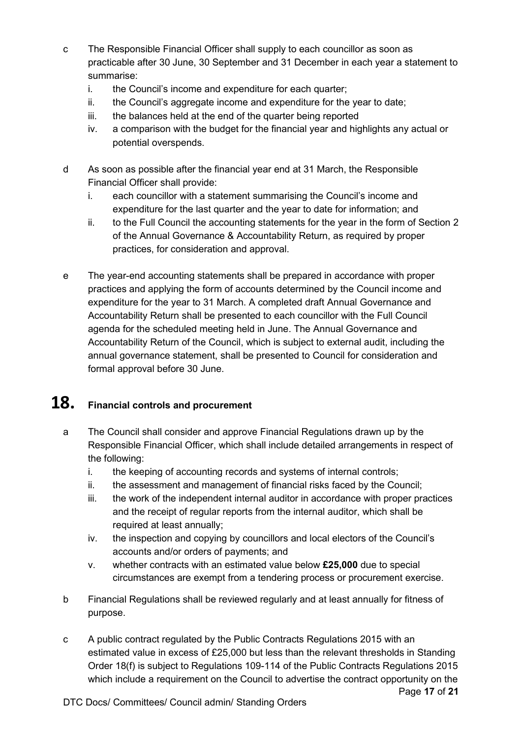c. The Responsible Financial Officer shall supply to each councillor as soon as practicable after 30 June, 30 September and 31 December in each year a statement to summarise:
   i. the Council's income and expenditure for each quarter;
   ii. the Council's aggregate income and expenditure for the year to date;
   iii. the balances held at the end of the quarter being reported
   iv. a comparison with the budget for the financial year and highlights any actual or potential overspends.

d. As soon as possible after the financial year end at 31 March, the Responsible Financial Officer shall provide:
   i. each councillor with a statement summarising the Council's income and expenditure for the last quarter and the year to date for information; and
   ii. to the Full Council the accounting statements for the year in the form of Section 2 of the Annual Governance & Accountability Return, as required by proper practices, for consideration and approval.

e. The year-end accounting statements shall be prepared in accordance with proper practices and applying the form of accounts determined by the Council income and expenditure for the year to 31 March. A completed draft Annual Governance and Accountability Return shall be presented to each councillor with the Full Council agenda for the scheduled meeting held in June. The Annual Governance and Accountability Return of the Council, which is subject to external audit, including the annual governance statement, shall be presented to Council for consideration and formal approval before 30 June.

## 18. Financial controls and procurement

a. The Council shall consider and approve Financial Regulations drawn up by the Responsible Financial Officer, which shall include detailed arrangements in respect of the following:
   i. the keeping of accounting records and systems of internal controls;
   ii. the assessment and management of financial risks faced by the Council;
   iii. the work of the independent internal auditor in accordance with proper practices and the receipt of regular reports from the internal auditor, which shall be required at least annually;
   iv. the inspection and copying by councillors and local electors of the Council's accounts and/or orders of payments; and
   v. whether contracts with an estimated value below **£25,000** due to special circumstances are exempt from a tendering process or procurement exercise.

b. Financial Regulations shall be reviewed regularly and at least annually for fitness of purpose.

c. A public contract regulated by the Public Contracts Regulations 2015 with an estimated value in excess of £25,000 but less than the relevant thresholds in Standing Order 18(f) is subject to Regulations 109-114 of the Public Contracts Regulations 2015 which include a requirement on the Council to advertise the contract opportunity on the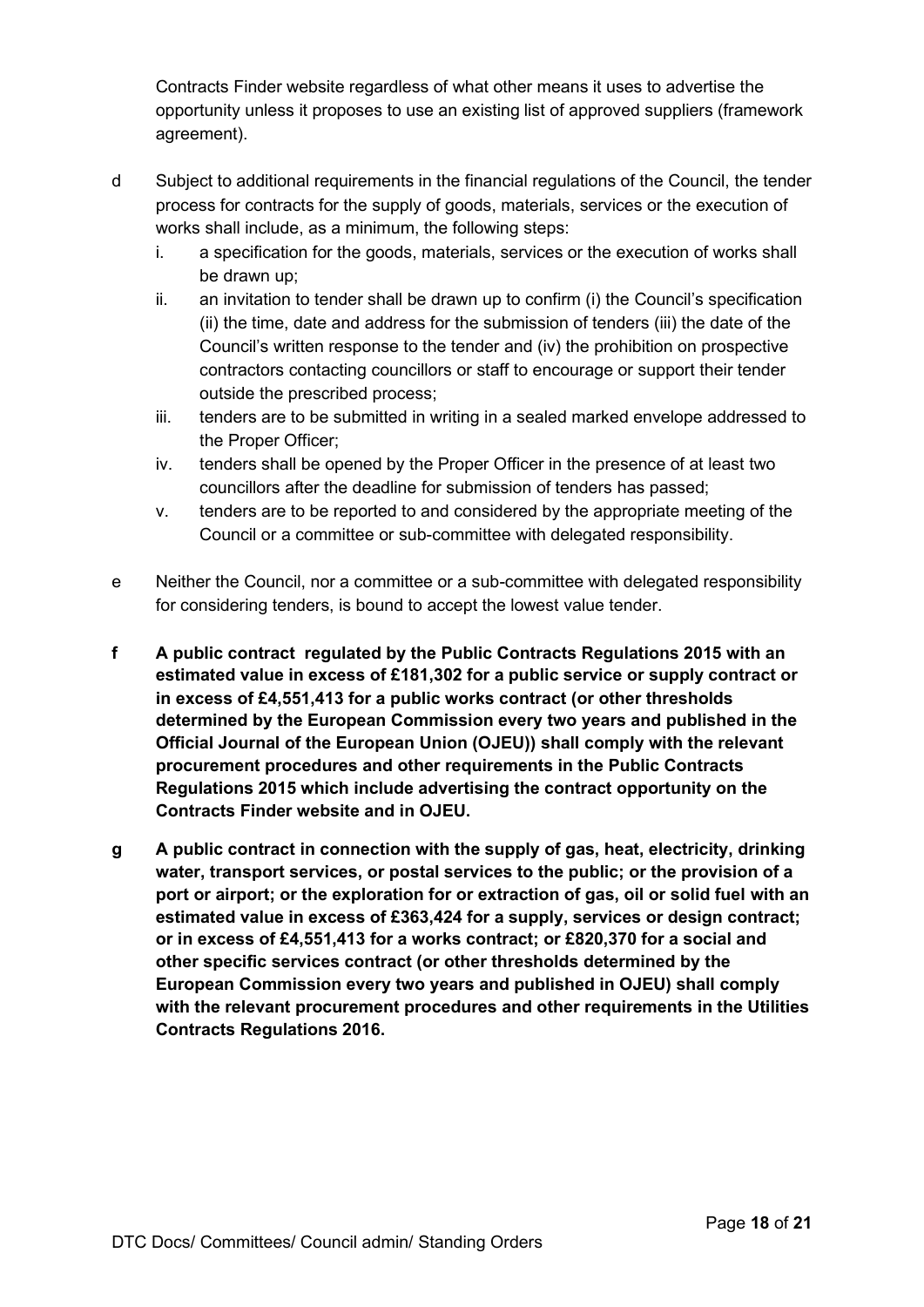Contracts Finder website regardless of what other means it uses to advertise the opportunity unless it proposes to use an existing list of approved suppliers (framework agreement).

d Subject to additional requirements in the financial regulations of the Council, the tender process for contracts for the supply of goods, materials, services or the execution of works shall include, as a minimum, the following steps:

   i. a specification for the goods, materials, services or the execution of works shall be drawn up;
   ii. an invitation to tender shall be drawn up to confirm (i) the Council's specification (ii) the time, date and address for the submission of tenders (iii) the date of the Council's written response to the tender and (iv) the prohibition on prospective contractors contacting councillors or staff to encourage or support their tender outside the prescribed process;
   iii. tenders are to be submitted in writing in a sealed marked envelope addressed to the Proper Officer;
   iv. tenders shall be opened by the Proper Officer in the presence of at least two councillors after the deadline for submission of tenders has passed;
   v. tenders are to be reported to and considered by the appropriate meeting of the Council or a committee or sub-committee with delegated responsibility.

e Neither the Council, nor a committee or a sub-committee with delegated responsibility for considering tenders, is bound to accept the lowest value tender.

**f A public contract regulated by the Public Contracts Regulations 2015 with an estimated value in excess of £181,302 for a public service or supply contract or in excess of £4,551,413 for a public works contract (or other thresholds determined by the European Commission every two years and published in the Official Journal of the European Union (OJEU)) shall comply with the relevant procurement procedures and other requirements in the Public Contracts Regulations 2015 which include advertising the contract opportunity on the Contracts Finder website and in OJEU.**

**g A public contract in connection with the supply of gas, heat, electricity, drinking water, transport services, or postal services to the public; or the provision of a port or airport; or the exploration for or extraction of gas, oil or solid fuel with an estimated value in excess of £363,424 for a supply, services or design contract; or in excess of £4,551,413 for a works contract; or £820,370 for a social and other specific services contract (or other thresholds determined by the European Commission every two years and published in OJEU) shall comply with the relevant procurement procedures and other requirements in the Utilities Contracts Regulations 2016.**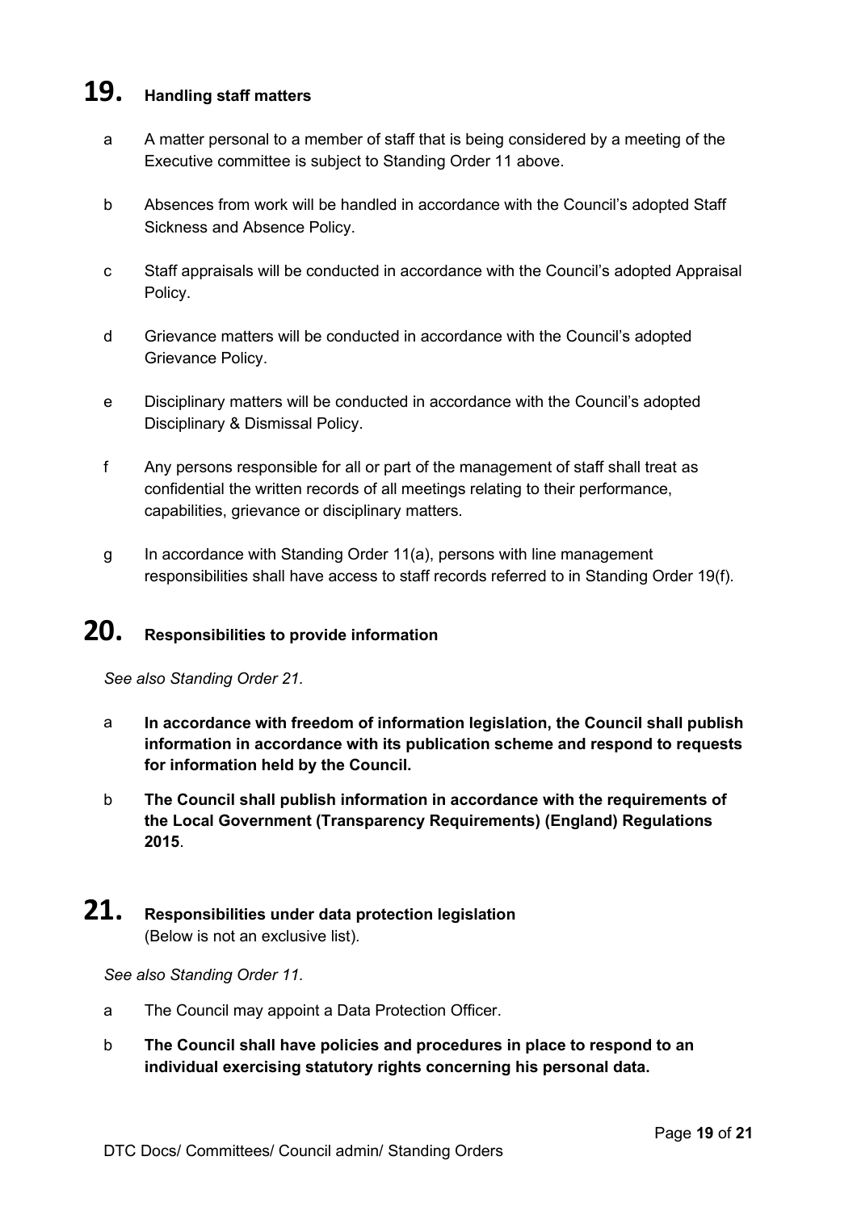## 19. Handling staff matters

a. A matter personal to a member of staff that is being considered by a meeting of the Executive committee is subject to Standing Order 11 above.

b. Absences from work will be handled in accordance with the Council's adopted Staff Sickness and Absence Policy.

c. Staff appraisals will be conducted in accordance with the Council's adopted Appraisal Policy.

d. Grievance matters will be conducted in accordance with the Council's adopted Grievance Policy.

e. Disciplinary matters will be conducted in accordance with the Council's adopted Disciplinary & Dismissal Policy.

f. Any persons responsible for all or part of the management of staff shall treat as confidential the written records of all meetings relating to their performance, capabilities, grievance or disciplinary matters.

g. In accordance with Standing Order 11(a), persons with line management responsibilities shall have access to staff records referred to in Standing Order 19(f).

## 20. Responsibilities to provide information

*See also Standing Order 21.*

a. **In accordance with freedom of information legislation, the Council shall publish information in accordance with its publication scheme and respond to requests for information held by the Council.**

b. **The Council shall publish information in accordance with the requirements of the Local Government (Transparency Requirements) (England) Regulations 2015**.

## 21. Responsibilities under data protection legislation

(Below is not an exclusive list).

*See also Standing Order 11.*

a. The Council may appoint a Data Protection Officer.

b. **The Council shall have policies and procedures in place to respond to an individual exercising statutory rights concerning his personal data.**

DTC Docs/ Committees/ Council admin/ Standing Orders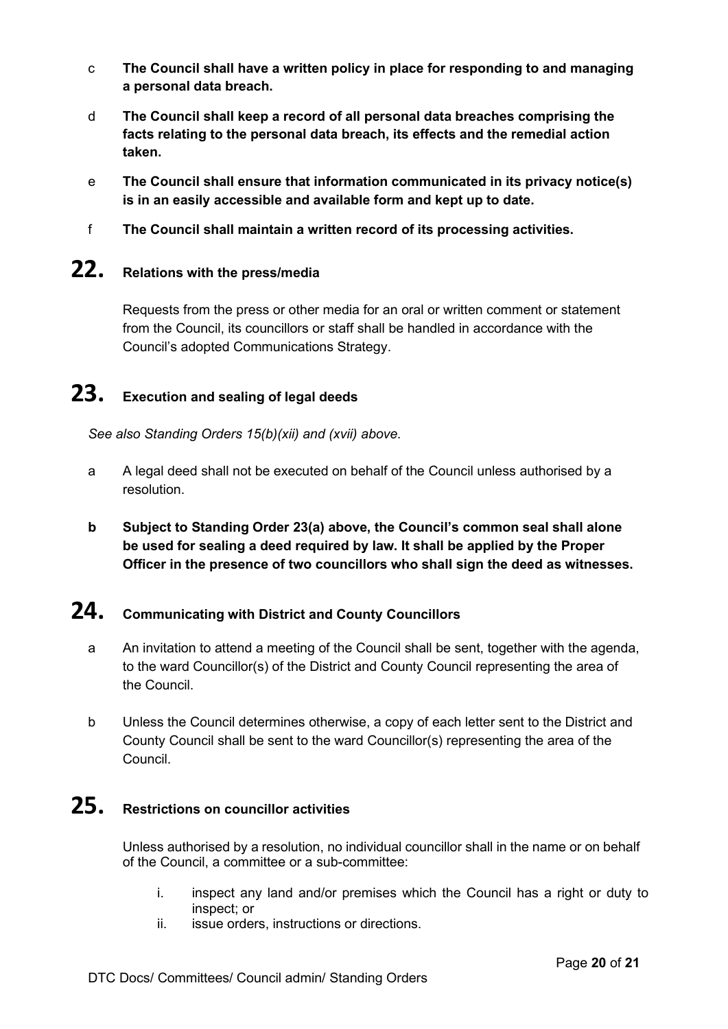c **The Council shall have a written policy in place for responding to and managing a personal data breach.**

d **The Council shall keep a record of all personal data breaches comprising the facts relating to the personal data breach, its effects and the remedial action taken.**

e **The Council shall ensure that information communicated in its privacy notice(s) is in an easily accessible and available form and kept up to date.**

f **The Council shall maintain a written record of its processing activities.**

## 22. Relations with the press/media

Requests from the press or other media for an oral or written comment or statement from the Council, its councillors or staff shall be handled in accordance with the Council's adopted Communications Strategy.

## 23. Execution and sealing of legal deeds

*See also Standing Orders 15(b)(xii) and (xvii) above.*

a A legal deed shall not be executed on behalf of the Council unless authorised by a resolution.

**b Subject to Standing Order 23(a) above, the Council's common seal shall alone be used for sealing a deed required by law. It shall be applied by the Proper Officer in the presence of two councillors who shall sign the deed as witnesses.**

## 24. Communicating with District and County Councillors

a An invitation to attend a meeting of the Council shall be sent, together with the agenda, to the ward Councillor(s) of the District and County Council representing the area of the Council.

b Unless the Council determines otherwise, a copy of each letter sent to the District and County Council shall be sent to the ward Councillor(s) representing the area of the Council.

## 25. Restrictions on councillor activities

Unless authorised by a resolution, no individual councillor shall in the name or on behalf of the Council, a committee or a sub-committee:

i. inspect any land and/or premises which the Council has a right or duty to inspect; or
ii. issue orders, instructions or directions.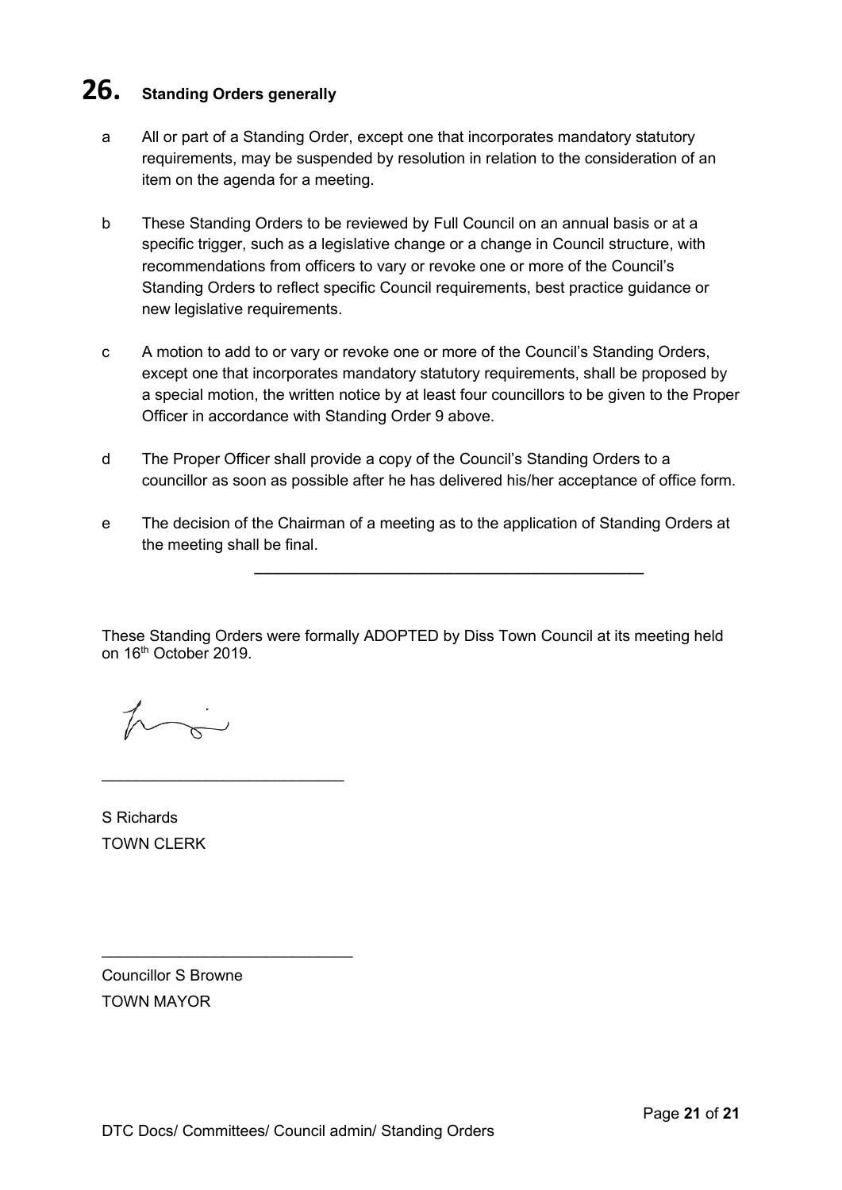# 26. Standing Orders generally

a All or part of a Standing Order, except one that incorporates mandatory statutory requirements, may be suspended by resolution in relation to the consideration of an item on the agenda for a meeting.

b These Standing Orders to be reviewed by Full Council on an annual basis or at a specific trigger, such as a legislative change or a change in Council structure, with recommendations from officers to vary or revoke one or more of the Council's Standing Orders to reflect specific Council requirements, best practice guidance or new legislative requirements.

c A motion to add to or vary or revoke one or more of the Council's Standing Orders, except one that incorporates mandatory statutory requirements, shall be proposed by a special motion, the written notice by at least four councillors to be given to the Proper Officer in accordance with Standing Order 9 above.

d The Proper Officer shall provide a copy of the Council's Standing Orders to a councillor as soon as possible after he has delivered his/her acceptance of office form.

e The decision of the Chairman of a meeting as to the application of Standing Orders at the meeting shall be final.

---

These Standing Orders were formally ADOPTED by Diss Town Council at its meeting held on 16th October 2019.

___________________________

S Richards
TOWN CLERK

___________________________

Councillor S Browne
TOWN MAYOR

DTC Docs/ Committees/ Council admin/ Standing Orders